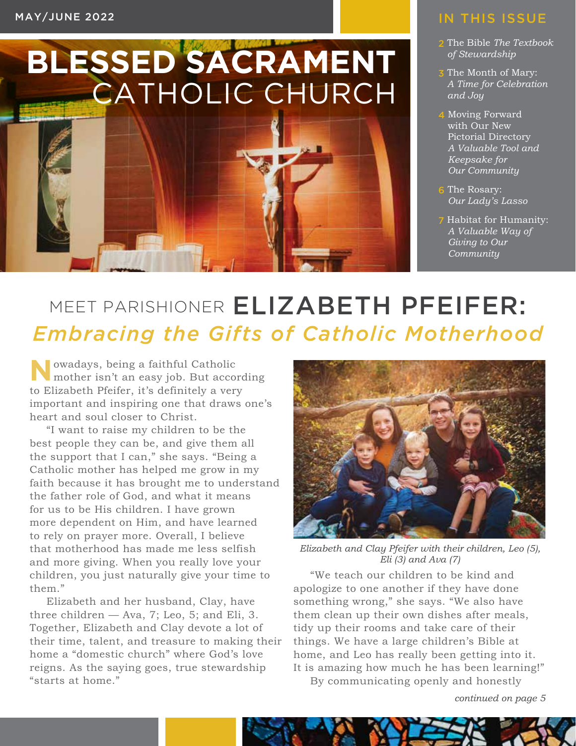MAY/JUNE 2022

# BLESSED SACRAMENT CATHOLIC CHURCH

## IN THIS ISSUE

- 2 The Bible *The Textbook of Stewardship*
- 3 The Month of Mary: *A Time for Celebration and Joy*
- 4 Moving Forward with Our New Pictorial Directory *A Valuable Tool and Keepsake for Our Community*
- 6 The Rosary: *Our Lady's Lasso*
- 7 Habitat for Humanity: *A Valuable Way of Giving to Our Community*

## MEET PARISHIONER ELIZABETH PFEIFER: *Embracing the Gifts of Catholic Motherhood*

Nowadays, being a faithful Catholic mother isn't an easy job. But according to Elizabeth Pfeifer, it's definitely a very important and inspiring one that draws one's heart and soul closer to Christ.

"I want to raise my children to be the best people they can be, and give them all the support that I can," she says. "Being a Catholic mother has helped me grow in my faith because it has brought me to understand the father role of God, and what it means for us to be His children. I have grown more dependent on Him, and have learned to rely on prayer more. Overall, I believe that motherhood has made me less selfish and more giving. When you really love your children, you just naturally give your time to them."

Elizabeth and her husband, Clay, have three children — Ava, 7; Leo, 5; and Eli, 3. Together, Elizabeth and Clay devote a lot of their time, talent, and treasure to making their home a "domestic church" where God's love reigns. As the saying goes, true stewardship "starts at home."

*Elizabeth and Clay Pfeifer with their children, Leo (5), Eli (3) and Ava (7)*

"We teach our children to be kind and apologize to one another if they have done something wrong," she says. "We also have them clean up their own dishes after meals, tidy up their rooms and take care of their things. We have a large children's Bible at home, and Leo has really been getting into it. It is amazing how much he has been learning!"

By communicating openly and honestly

*continued on page 5*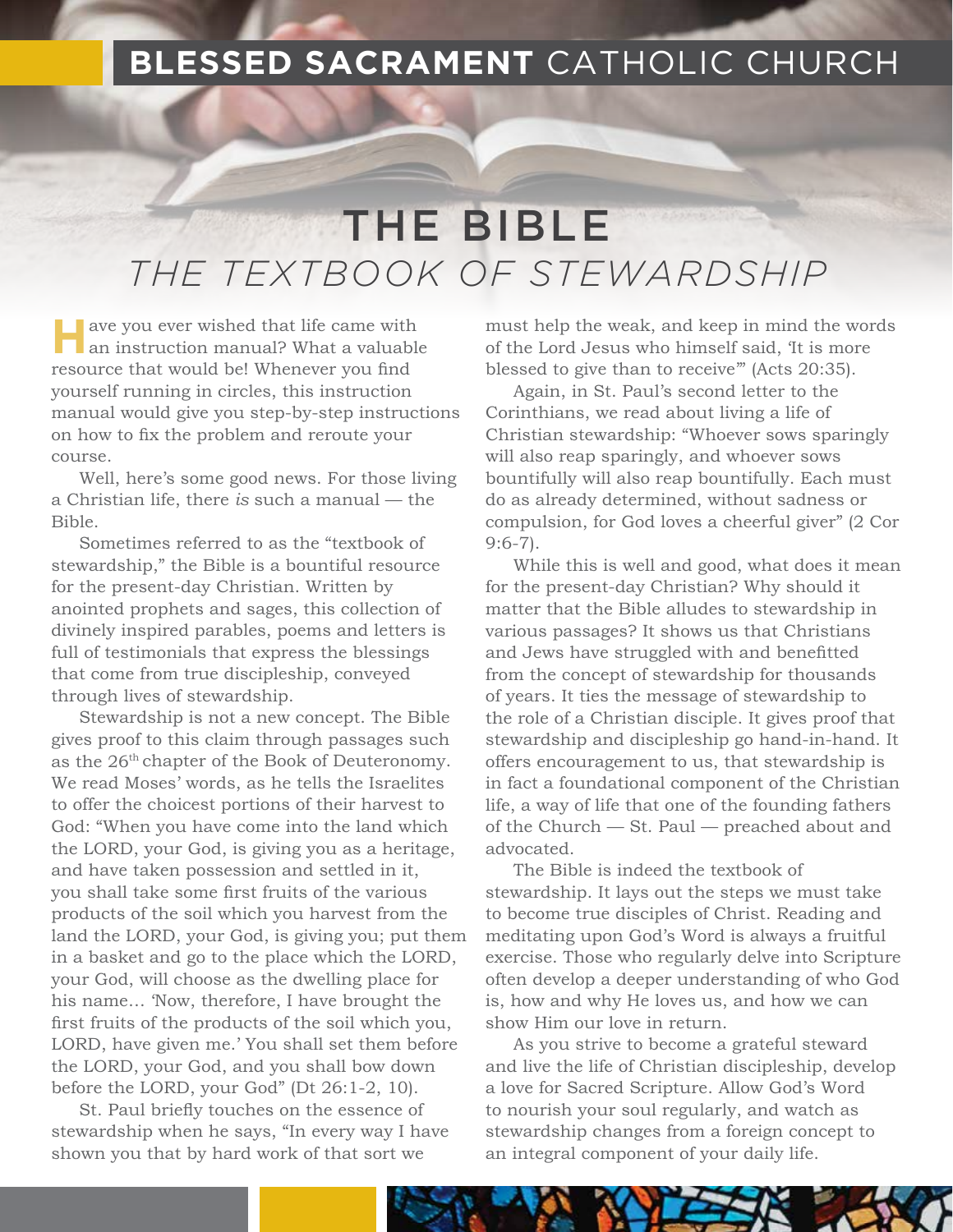# THE BIBLE

## *THE TEXTBOOK OF STEWARDSHIP*

Have you ever wished that life came with an instruction manual? What a valuable resource that would be! Whenever you find yourself running in circles, this instruction manual would give you step-by-step instructions on how to fix the problem and reroute your course.

Well, here's some good news. For those living a Christian life, there *is* such a manual — the Bible.

Sometimes referred to as the "textbook of stewardship," the Bible is a bountiful resource for the present-day Christian. Written by anointed prophets and sages, this collection of divinely inspired parables, poems and letters is full of testimonials that express the blessings that come from true discipleship, conveyed through lives of stewardship.

Stewardship is not a new concept. The Bible gives proof to this claim through passages such as the 26th chapter of the Book of Deuteronomy. We read Moses' words, as he tells the Israelites to offer the choicest portions of their harvest to God: "When you have come into the land which the LORD, your God, is giving you as a heritage, and have taken possession and settled in it, you shall take some first fruits of the various products of the soil which you harvest from the land the LORD, your God, is giving you; put them in a basket and go to the place which the LORD, your God, will choose as the dwelling place for his name... 'Now, therefore, I have brought the first fruits of the products of the soil which you, LORD, have given me.' You shall set them before the LORD, your God, and you shall bow down before the LORD, your God" (Dt 26:1-2, 10).

St. Paul briefly touches on the essence of stewardship when he says, "In every way I have shown you that by hard work of that sort we must help the weak, and keep in mind the words of the Lord Jesus who himself said, 'It is more blessed to give than to receive'" (Acts 20:35).

Again, in St. Paul's second letter to the Corinthians, we read about living a life of Christian stewardship: "Whoever sows sparingly will also reap sparingly, and whoever sows bountifully will also reap bountifully. Each must do as already determined, without sadness or compulsion, for God loves a cheerful giver" (2 Cor 9:6-7).

While this is well and good, what does it mean for the present-day Christian? Why should it matter that the Bible alludes to stewardship in various passages? It shows us that Christians and Jews have struggled with and benefitted from the concept of stewardship for thousands of years. It ties the message of stewardship to the role of a Christian disciple. It gives proof that stewardship and discipleship go hand-in-hand. It offers encouragement to us, that stewardship is in fact a foundational component of the Christian life, a way of life that one of the founding fathers of the Church — St. Paul — preached about and advocated.

The Bible is indeed the textbook of stewardship. It lays out the steps we must take to become true disciples of Christ. Reading and meditating upon God's Word is always a fruitful exercise. Those who regularly delve into Scripture often develop a deeper understanding of who God is, how and why He loves us, and how we can show Him our love in return.

As you strive to become a grateful steward and live the life of Christian discipleship, develop a love for Sacred Scripture. Allow God's Word to nourish your soul regularly, and watch as stewardship changes from a foreign concept to an integral component of your daily life.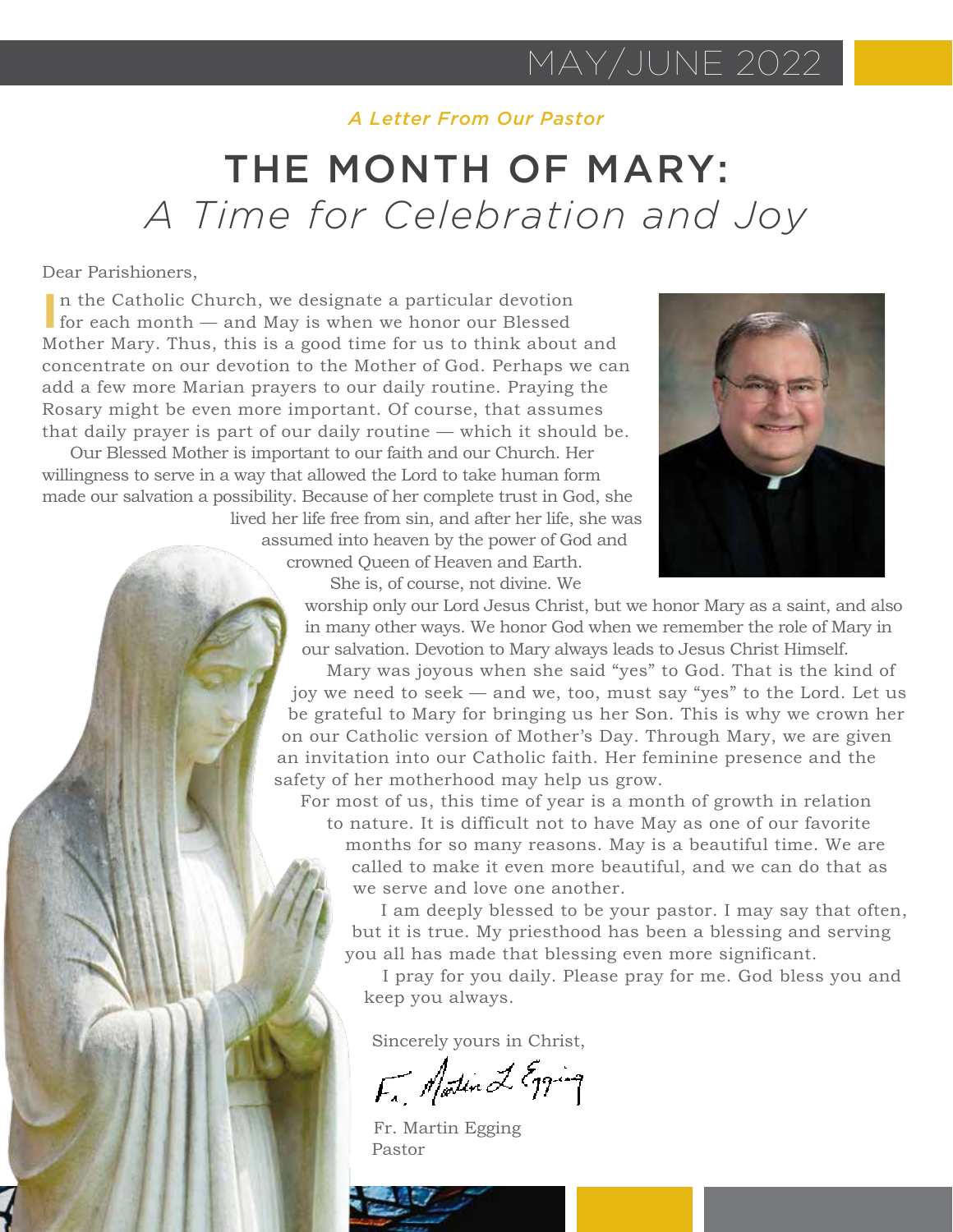MAY/JUNE 2022

*A Letter From Our Pastor*

# THE MONTH OF MARY: *A Time for Celebration and Joy*

Dear Parishioners,

In the Catholic Church, we designate a particular devotion for each month — and May is when we honor our Blessed Mother Mary. Thus, this is a good time for us to think about and concentrate on our devotion to the Mother of God. Perhaps we can add a few more Marian prayers to our daily routine. Praying the Rosary might be even more important. Of course, that assumes that daily prayer is part of our daily routine — which it should be.

Our Blessed Mother is important to our faith and our Church. Her willingness to serve in a way that allowed the Lord to take human form made our salvation a possibility. Because of her complete trust in God, she lived her life free from sin, and after her life, she was assumed into heaven by the power of God and crowned Queen of Heaven and Earth. She is, of course, not divine. We worship only our Lord Jesus Christ, but we honor Mary as a saint, and also in many other ways. We honor God when we remember the role of Mary in our salvation. Devotion to Mary always leads to Jesus Christ Himself.

Mary was joyous when she said "yes" to God. That is the kind of joy we need to seek — and we, too, must say "yes" to the Lord. Let us be grateful to Mary for bringing us her Son. This is why we crown her on our Catholic version of Mother's Day. Through Mary, we are given an invitation into our Catholic faith. Her feminine presence and the safety of her motherhood may help us grow.

For most of us, this time of year is a month of growth in relation to nature. It is difficult not to have May as one of our favorite months for so many reasons. May is a beautiful time. We are called to make it even more beautiful, and we can do that as we serve and love one another.

I am deeply blessed to be your pastor. I may say that often, but it is true. My priesthood has been a blessing and serving you all has made that blessing even more significant.

I pray for you daily. Please pray for me. God bless you and keep you always.

Sincerely yours in Christ,

Fr. Martin Egging
Pastor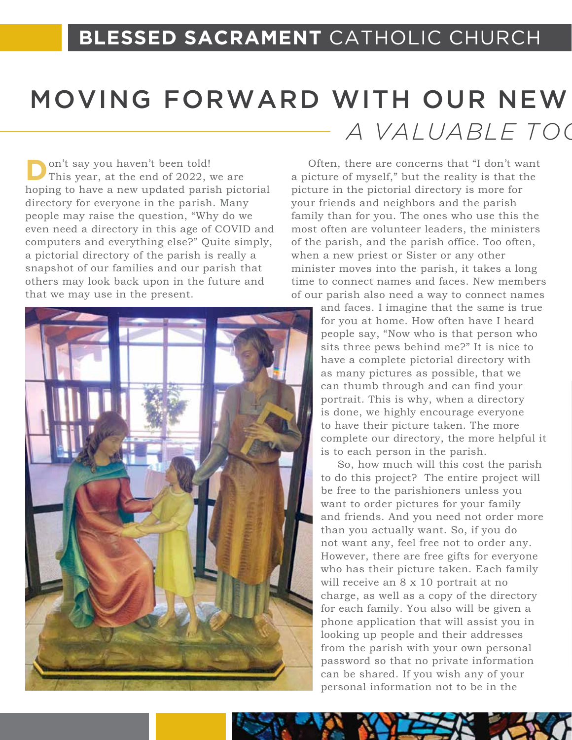# MOVING FORWARD WITH OUR NEW

## *A VALUABLE TOO*

Don't say you haven't been told! This year, at the end of 2022, we are hoping to have a new updated parish pictorial directory for everyone in the parish. Many people may raise the question, "Why do we even need a directory in this age of COVID and computers and everything else?" Quite simply, a pictorial directory of the parish is really a snapshot of our families and our parish that others may look back upon in the future and that we may use in the present.

Often, there are concerns that "I don't want a picture of myself," but the reality is that the picture in the pictorial directory is more for your friends and neighbors and the parish family than for you. The ones who use this the most often are volunteer leaders, the ministers of the parish, and the parish office. Too often, when a new priest or Sister or any other minister moves into the parish, it takes a long time to connect names and faces. New members of our parish also need a way to connect names and faces. I imagine that the same is true for you at home. How often have I heard people say, "Now who is that person who sits three pews behind me?" It is nice to have a complete pictorial directory with as many pictures as possible, that we can thumb through and can find your portrait. This is why, when a directory is done, we highly encourage everyone to have their picture taken. The more complete our directory, the more helpful it is to each person in the parish.

So, how much will this cost the parish to do this project? The entire project will be free to the parishioners unless you want to order pictures for your family and friends. And you need not order more than you actually want. So, if you do not want any, feel free not to order any. However, there are free gifts for everyone who has their picture taken. Each family will receive an 8 x 10 portrait at no charge, as well as a copy of the directory for each family. You also will be given a phone application that will assist you in looking up people and their addresses from the parish with your own personal password so that no private information can be shared. If you wish any of your personal information not to be in the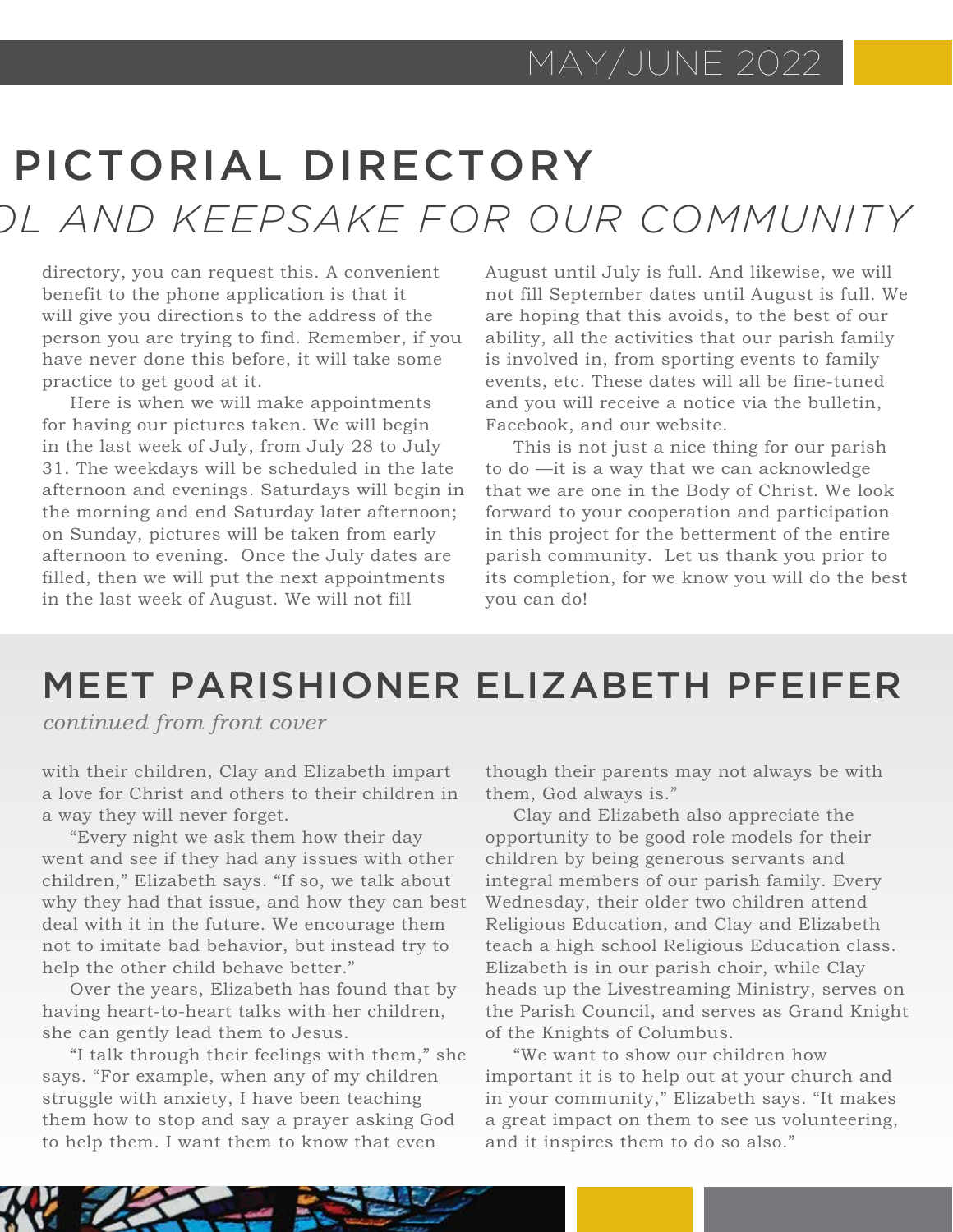# PICTORIAL DIRECTORY

## *OL AND KEEPSAKE FOR OUR COMMUNITY*

directory, you can request this. A convenient benefit to the phone application is that it will give you directions to the address of the person you are trying to find. Remember, if you have never done this before, it will take some practice to get good at it.

Here is when we will make appointments for having our pictures taken. We will begin in the last week of July, from July 28 to July 31. The weekdays will be scheduled in the late afternoon and evenings. Saturdays will begin in the morning and end Saturday later afternoon; on Sunday, pictures will be taken from early afternoon to evening. Once the July dates are filled, then we will put the next appointments in the last week of August. We will not fill August until July is full. And likewise, we will not fill September dates until August is full. We are hoping that this avoids, to the best of our ability, all the activities that our parish family is involved in, from sporting events to family events, etc. These dates will all be fine-tuned and you will receive a notice via the bulletin, Facebook, and our website.

This is not just a nice thing for our parish to do —it is a way that we can acknowledge that we are one in the Body of Christ. We look forward to your cooperation and participation in this project for the betterment of the entire parish community. Let us thank you prior to its completion, for we know you will do the best you can do!

# MEET PARISHIONER ELIZABETH PFEIFER

*continued from front cover*

with their children, Clay and Elizabeth impart a love for Christ and others to their children in a way they will never forget.

"Every night we ask them how their day went and see if they had any issues with other children," Elizabeth says. "If so, we talk about why they had that issue, and how they can best deal with it in the future. We encourage them not to imitate bad behavior, but instead try to help the other child behave better."

Over the years, Elizabeth has found that by having heart-to-heart talks with her children, she can gently lead them to Jesus.

"I talk through their feelings with them," she says. "For example, when any of my children struggle with anxiety, I have been teaching them how to stop and say a prayer asking God to help them. I want them to know that even though their parents may not always be with them, God always is."

Clay and Elizabeth also appreciate the opportunity to be good role models for their children by being generous servants and integral members of our parish family. Every Wednesday, their older two children attend Religious Education, and Clay and Elizabeth teach a high school Religious Education class. Elizabeth is in our parish choir, while Clay heads up the Livestreaming Ministry, serves on the Parish Council, and serves as Grand Knight of the Knights of Columbus.

"We want to show our children how important it is to help out at your church and in your community," Elizabeth says. "It makes a great impact on them to see us volunteering, and it inspires them to do so also."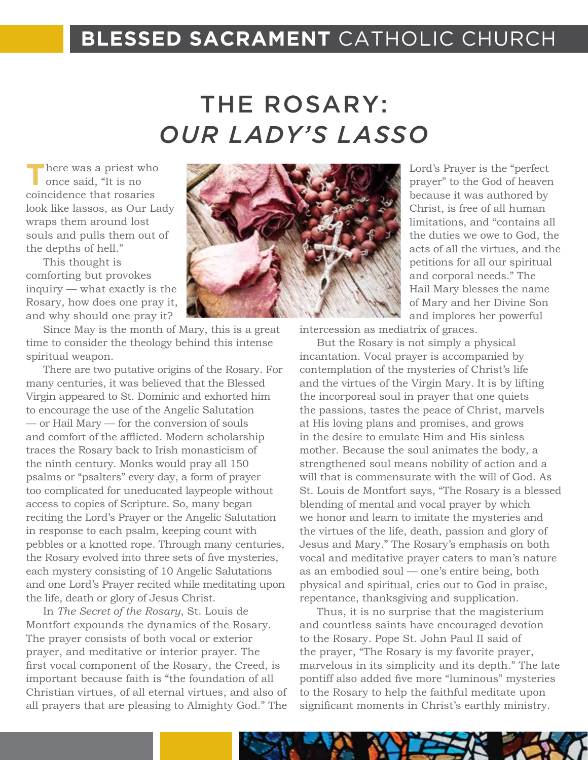# THE ROSARY: *OUR LADY'S LASSO*

There was a priest who once said, "It is no coincidence that rosaries look like lassos, as Our Lady wraps them around lost souls and pulls them out of the depths of hell."

This thought is comforting but provokes inquiry — what exactly is the Rosary, how does one pray it, and why should one pray it?

Since May is the month of Mary, this is a great time to consider the theology behind this intense spiritual weapon.

There are two putative origins of the Rosary. For many centuries, it was believed that the Blessed Virgin appeared to St. Dominic and exhorted him to encourage the use of the Angelic Salutation — or Hail Mary — for the conversion of souls and comfort of the afflicted. Modern scholarship traces the Rosary back to Irish monasticism of the ninth century. Monks would pray all 150 psalms or "psalters" every day, a form of prayer too complicated for uneducated laypeople without access to copies of Scripture. So, many began reciting the Lord's Prayer or the Angelic Salutation in response to each psalm, keeping count with pebbles or a knotted rope. Through many centuries, the Rosary evolved into three sets of five mysteries, each mystery consisting of 10 Angelic Salutations and one Lord's Prayer recited while meditating upon the life, death or glory of Jesus Christ.

In *The Secret of the Rosary*, St. Louis de Montfort expounds the dynamics of the Rosary. The prayer consists of both vocal or exterior prayer, and meditative or interior prayer. The first vocal component of the Rosary, the Creed, is important because faith is "the foundation of all Christian virtues, of all eternal virtues, and also of all prayers that are pleasing to Almighty God." The Lord's Prayer is the "perfect prayer" to the God of heaven because it was authored by Christ, is free of all human limitations, and "contains all the duties we owe to God, the acts of all the virtues, and the petitions for all our spiritual and corporal needs." The Hail Mary blesses the name of Mary and her Divine Son and implores her powerful intercession as mediatrix of graces.

But the Rosary is not simply a physical incantation. Vocal prayer is accompanied by contemplation of the mysteries of Christ's life and the virtues of the Virgin Mary. It is by lifting the incorporeal soul in prayer that one quiets the passions, tastes the peace of Christ, marvels at His loving plans and promises, and grows in the desire to emulate Him and His sinless mother. Because the soul animates the body, a strengthened soul means nobility of action and a will that is commensurate with the will of God. As St. Louis de Montfort says, "The Rosary is a blessed blending of mental and vocal prayer by which we honor and learn to imitate the mysteries and the virtues of the life, death, passion and glory of Jesus and Mary." The Rosary's emphasis on both vocal and meditative prayer caters to man's nature as an embodied soul — one's entire being, both physical and spiritual, cries out to God in praise, repentance, thanksgiving and supplication.

Thus, it is no surprise that the magisterium and countless saints have encouraged devotion to the Rosary. Pope St. John Paul II said of the prayer, "The Rosary is my favorite prayer, marvelous in its simplicity and its depth." The late pontiff also added five more "luminous" mysteries to the Rosary to help the faithful meditate upon significant moments in Christ's earthly ministry.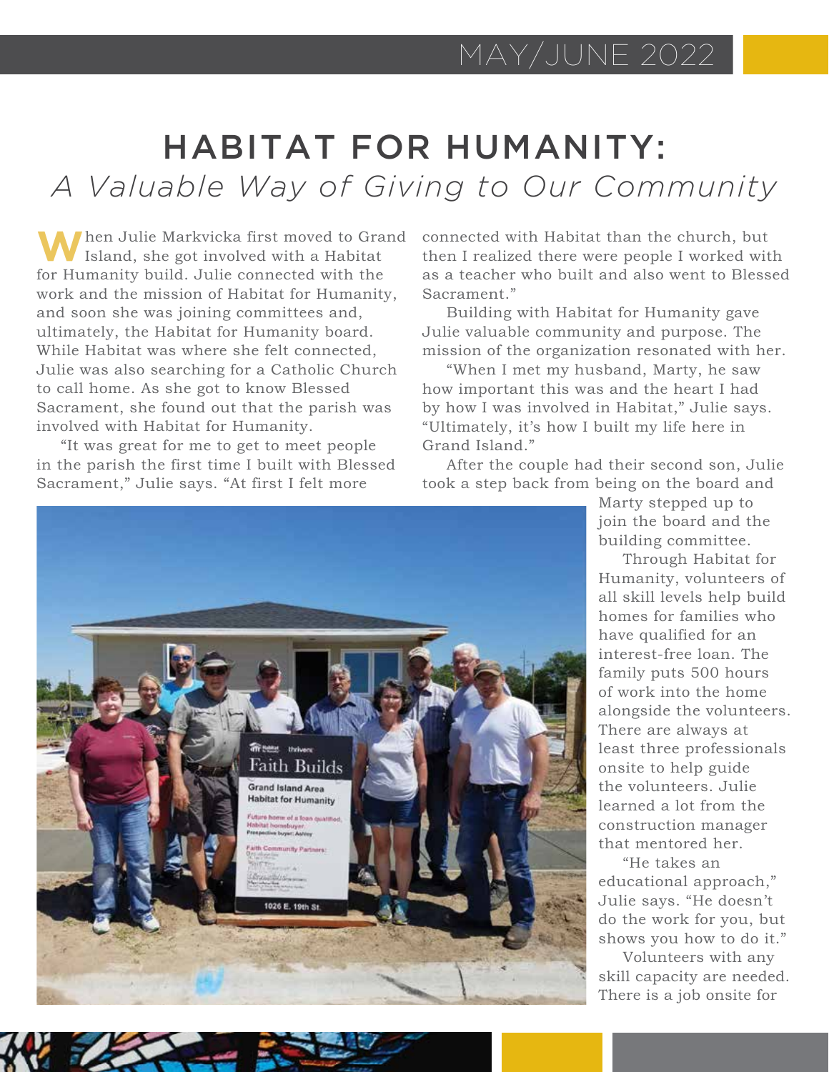# HABITAT FOR HUMANITY:

## *A Valuable Way of Giving to Our Community*

When Julie Markvicka first moved to Grand Island, she got involved with a Habitat for Humanity build. Julie connected with the work and the mission of Habitat for Humanity, and soon she was joining committees and, ultimately, the Habitat for Humanity board. While Habitat was where she felt connected, Julie was also searching for a Catholic Church to call home. As she got to know Blessed Sacrament, she found out that the parish was involved with Habitat for Humanity.

"It was great for me to get to meet people in the parish the first time I built with Blessed Sacrament," Julie says. "At first I felt more connected with Habitat than the church, but then I realized there were people I worked with as a teacher who built and also went to Blessed Sacrament."

Building with Habitat for Humanity gave Julie valuable community and purpose. The mission of the organization resonated with her.

"When I met my husband, Marty, he saw how important this was and the heart I had by how I was involved in Habitat," Julie says. "Ultimately, it's how I built my life here in Grand Island."

After the couple had their second son, Julie took a step back from being on the board and Marty stepped up to join the board and the building committee.

Through Habitat for Humanity, volunteers of all skill levels help build homes for families who have qualified for an interest-free loan. The family puts 500 hours of work into the home alongside the volunteers. There are always at least three professionals onsite to help guide the volunteers. Julie learned a lot from the construction manager that mentored her.

"He takes an educational approach," Julie says. "He doesn't do the work for you, but shows you how to do it."

Volunteers with any skill capacity are needed. There is a job onsite for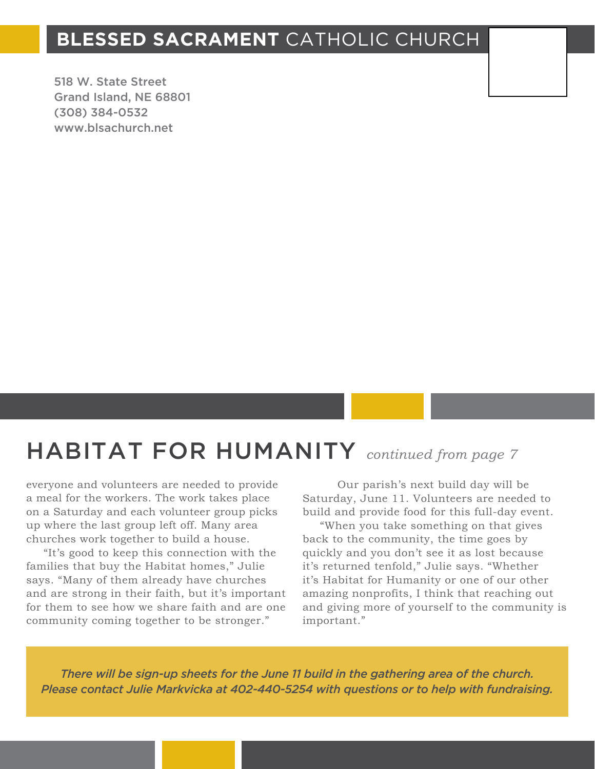**BLESSED SACRAMENT** CATHOLIC CHURCH

518 W. State Street
Grand Island, NE 68801
(308) 384-0532
www.blsachurch.net

# HABITAT FOR HUMANITY *continued from page 7*

everyone and volunteers are needed to provide a meal for the workers. The work takes place on a Saturday and each volunteer group picks up where the last group left off. Many area churches work together to build a house.

"It's good to keep this connection with the families that buy the Habitat homes," Julie says. "Many of them already have churches and are strong in their faith, but it's important for them to see how we share faith and are one community coming together to be stronger."

Our parish's next build day will be Saturday, June 11. Volunteers are needed to build and provide food for this full-day event.

"When you take something on that gives back to the community, the time goes by quickly and you don't see it as lost because it's returned tenfold," Julie says. "Whether it's Habitat for Humanity or one of our other amazing nonprofits, I think that reaching out and giving more of yourself to the community is important."

*There will be sign-up sheets for the June 11 build in the gathering area of the church. Please contact Julie Markvicka at 402-440-5254 with questions or to help with fundraising.*